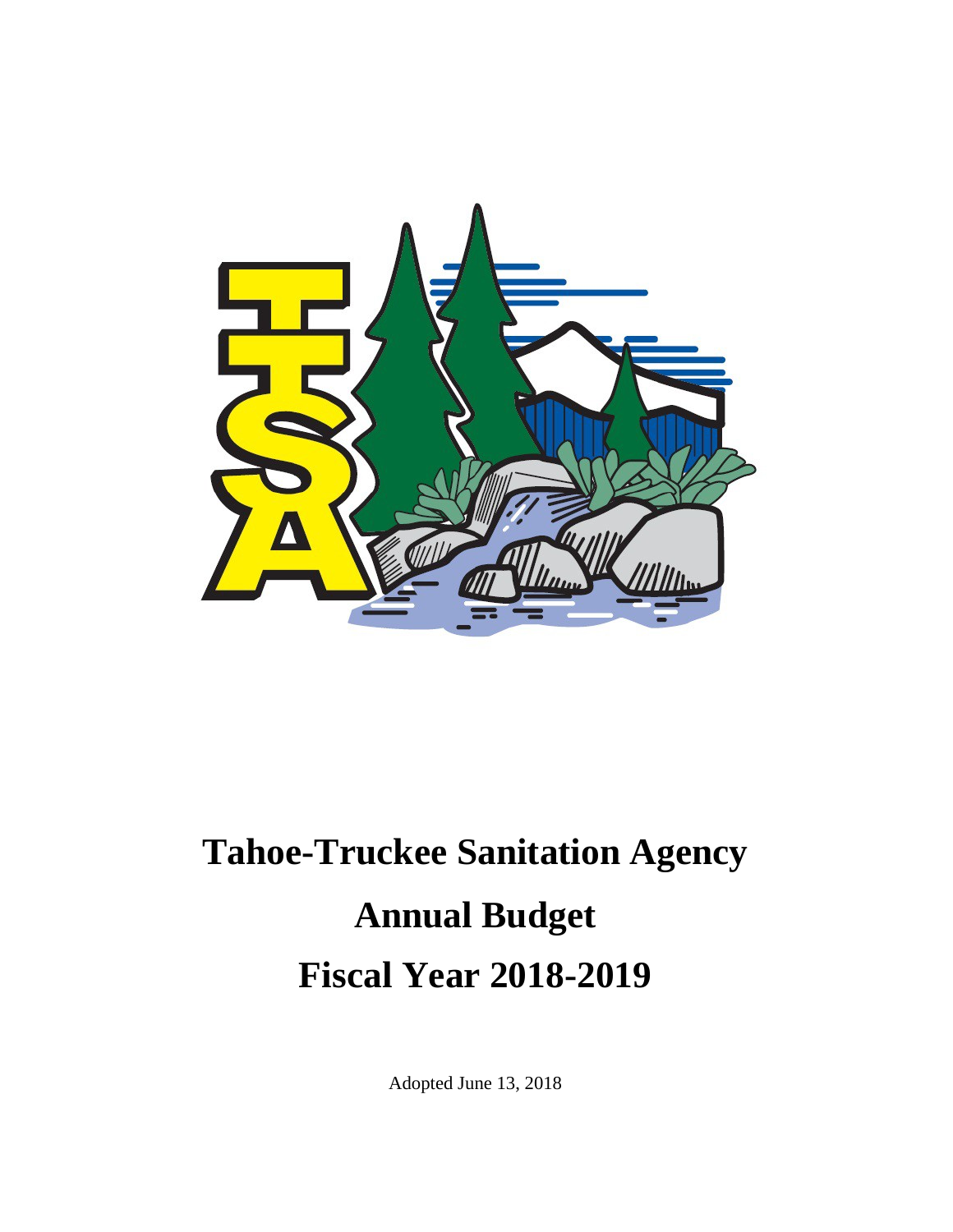# Tahoe-Truckee Sanitation Agency

# Annual Budget

# Fiscal Year 2018-2019

Adopted June 13, 2018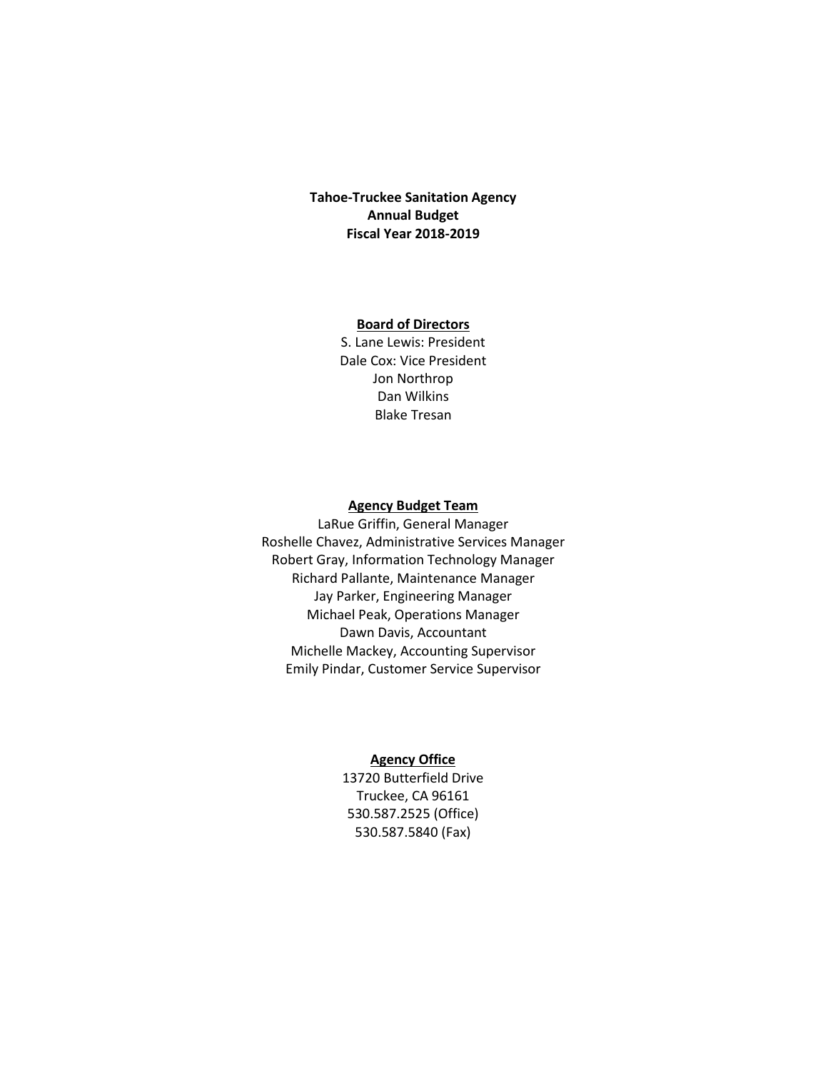**Tahoe-Truckee Sanitation Agency**
**Annual Budget**
**Fiscal Year 2018-2019**

**Board of Directors**

S. Lane Lewis: President
Dale Cox: Vice President
Jon Northrop
Dan Wilkins
Blake Tresan

**Agency Budget Team**

LaRue Griffin, General Manager
Roshelle Chavez, Administrative Services Manager
Robert Gray, Information Technology Manager
Richard Pallante, Maintenance Manager
Jay Parker, Engineering Manager
Michael Peak, Operations Manager
Dawn Davis, Accountant
Michelle Mackey, Accounting Supervisor
Emily Pindar, Customer Service Supervisor

**Agency Office**

13720 Butterfield Drive
Truckee, CA 96161
530.587.2525 (Office)
530.587.5840 (Fax)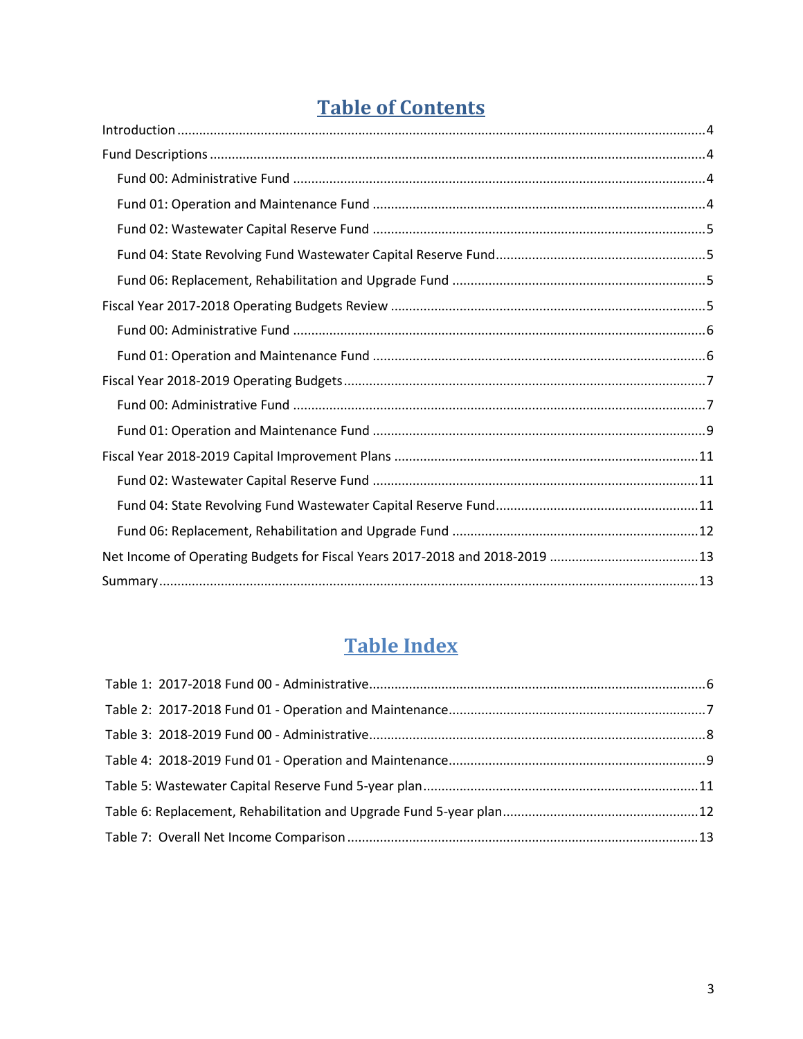# Table of Contents

Introduction .....4

Fund Descriptions .....4

- Fund 00: Administrative Fund .....4
- Fund 01: Operation and Maintenance Fund .....4
- Fund 02: Wastewater Capital Reserve Fund .....5
- Fund 04: State Revolving Fund Wastewater Capital Reserve Fund .....5
- Fund 06: Replacement, Rehabilitation and Upgrade Fund .....5

Fiscal Year 2017-2018 Operating Budgets Review .....5

- Fund 00: Administrative Fund .....6
- Fund 01: Operation and Maintenance Fund .....6

Fiscal Year 2018-2019 Operating Budgets .....7

- Fund 00: Administrative Fund .....7
- Fund 01: Operation and Maintenance Fund .....9

Fiscal Year 2018-2019 Capital Improvement Plans .....11

- Fund 02: Wastewater Capital Reserve Fund .....11
- Fund 04: State Revolving Fund Wastewater Capital Reserve Fund .....11
- Fund 06: Replacement, Rehabilitation and Upgrade Fund .....12

Net Income of Operating Budgets for Fiscal Years 2017-2018 and 2018-2019 .....13

Summary .....13

# Table Index

Table 1: 2017-2018 Fund 00 - Administrative .....6

Table 2: 2017-2018 Fund 01 - Operation and Maintenance .....7

Table 3: 2018-2019 Fund 00 - Administrative .....8

Table 4: 2018-2019 Fund 01 - Operation and Maintenance .....9

Table 5: Wastewater Capital Reserve Fund 5-year plan .....11

Table 6: Replacement, Rehabilitation and Upgrade Fund 5-year plan .....12

Table 7: Overall Net Income Comparison .....13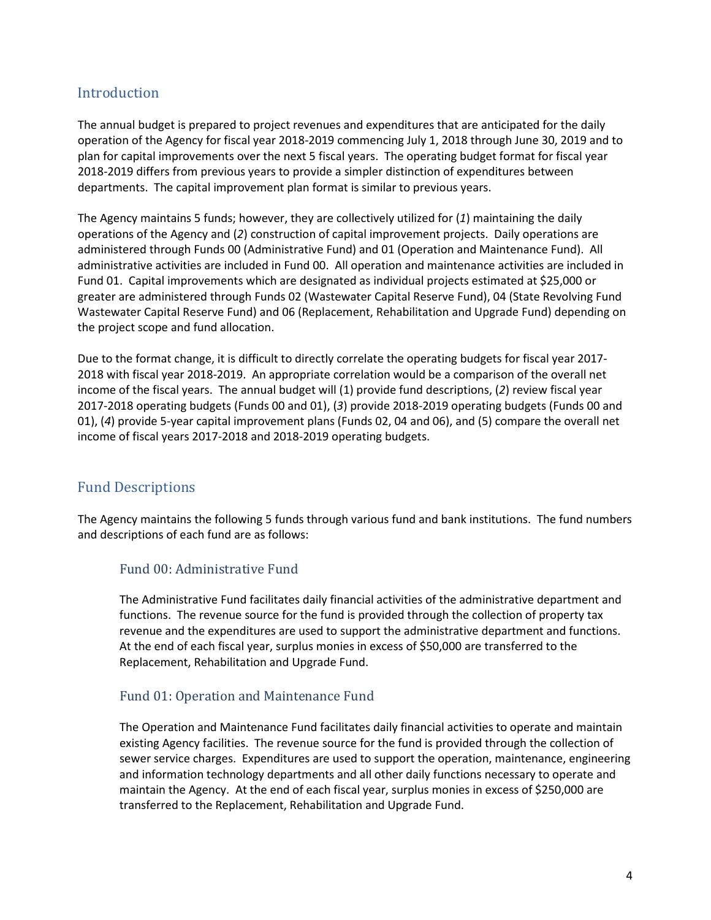## Introduction

The annual budget is prepared to project revenues and expenditures that are anticipated for the daily operation of the Agency for fiscal year 2018-2019 commencing July 1, 2018 through June 30, 2019 and to plan for capital improvements over the next 5 fiscal years. The operating budget format for fiscal year 2018-2019 differs from previous years to provide a simpler distinction of expenditures between departments. The capital improvement plan format is similar to previous years.

The Agency maintains 5 funds; however, they are collectively utilized for (*1*) maintaining the daily operations of the Agency and (*2*) construction of capital improvement projects. Daily operations are administered through Funds 00 (Administrative Fund) and 01 (Operation and Maintenance Fund). All administrative activities are included in Fund 00. All operation and maintenance activities are included in Fund 01. Capital improvements which are designated as individual projects estimated at $25,000 or greater are administered through Funds 02 (Wastewater Capital Reserve Fund), 04 (State Revolving Fund Wastewater Capital Reserve Fund) and 06 (Replacement, Rehabilitation and Upgrade Fund) depending on the project scope and fund allocation.

Due to the format change, it is difficult to directly correlate the operating budgets for fiscal year 2017-2018 with fiscal year 2018-2019. An appropriate correlation would be a comparison of the overall net income of the fiscal years. The annual budget will (1) provide fund descriptions, (*2*) review fiscal year 2017-2018 operating budgets (Funds 00 and 01), (*3*) provide 2018-2019 operating budgets (Funds 00 and 01), (*4*) provide 5-year capital improvement plans (Funds 02, 04 and 06), and (5) compare the overall net income of fiscal years 2017-2018 and 2018-2019 operating budgets.

## Fund Descriptions

The Agency maintains the following 5 funds through various fund and bank institutions. The fund numbers and descriptions of each fund are as follows:

### Fund 00: Administrative Fund

The Administrative Fund facilitates daily financial activities of the administrative department and functions. The revenue source for the fund is provided through the collection of property tax revenue and the expenditures are used to support the administrative department and functions. At the end of each fiscal year, surplus monies in excess of $50,000 are transferred to the Replacement, Rehabilitation and Upgrade Fund.

### Fund 01: Operation and Maintenance Fund

The Operation and Maintenance Fund facilitates daily financial activities to operate and maintain existing Agency facilities. The revenue source for the fund is provided through the collection of sewer service charges. Expenditures are used to support the operation, maintenance, engineering and information technology departments and all other daily functions necessary to operate and maintain the Agency. At the end of each fiscal year, surplus monies in excess of $250,000 are transferred to the Replacement, Rehabilitation and Upgrade Fund.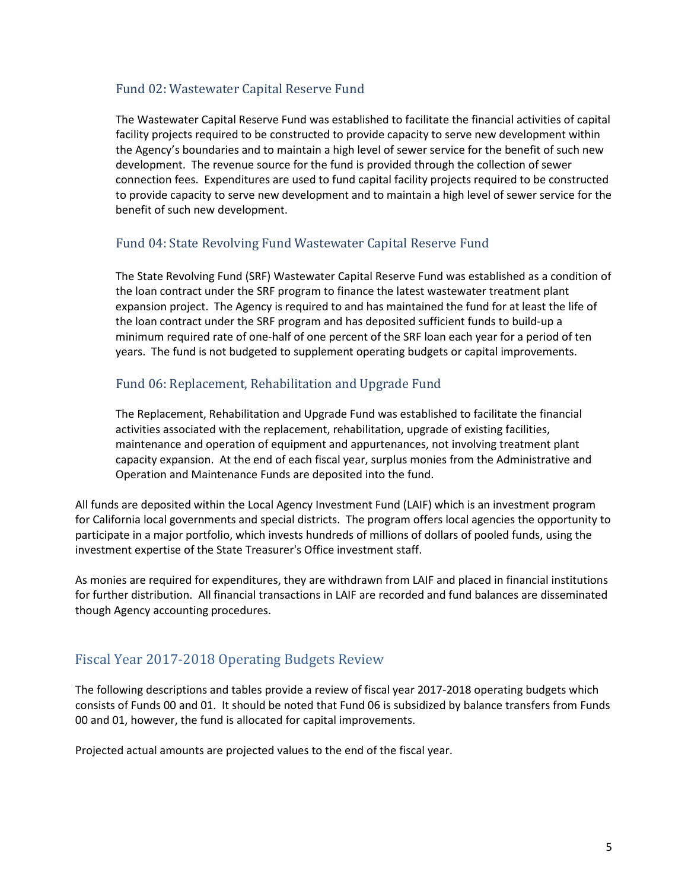### Fund 02: Wastewater Capital Reserve Fund

The Wastewater Capital Reserve Fund was established to facilitate the financial activities of capital facility projects required to be constructed to provide capacity to serve new development within the Agency's boundaries and to maintain a high level of sewer service for the benefit of such new development. The revenue source for the fund is provided through the collection of sewer connection fees. Expenditures are used to fund capital facility projects required to be constructed to provide capacity to serve new development and to maintain a high level of sewer service for the benefit of such new development.

### Fund 04: State Revolving Fund Wastewater Capital Reserve Fund

The State Revolving Fund (SRF) Wastewater Capital Reserve Fund was established as a condition of the loan contract under the SRF program to finance the latest wastewater treatment plant expansion project. The Agency is required to and has maintained the fund for at least the life of the loan contract under the SRF program and has deposited sufficient funds to build-up a minimum required rate of one-half of one percent of the SRF loan each year for a period of ten years. The fund is not budgeted to supplement operating budgets or capital improvements.

### Fund 06: Replacement, Rehabilitation and Upgrade Fund

The Replacement, Rehabilitation and Upgrade Fund was established to facilitate the financial activities associated with the replacement, rehabilitation, upgrade of existing facilities, maintenance and operation of equipment and appurtenances, not involving treatment plant capacity expansion. At the end of each fiscal year, surplus monies from the Administrative and Operation and Maintenance Funds are deposited into the fund.

All funds are deposited within the Local Agency Investment Fund (LAIF) which is an investment program for California local governments and special districts. The program offers local agencies the opportunity to participate in a major portfolio, which invests hundreds of millions of dollars of pooled funds, using the investment expertise of the State Treasurer's Office investment staff.

As monies are required for expenditures, they are withdrawn from LAIF and placed in financial institutions for further distribution. All financial transactions in LAIF are recorded and fund balances are disseminated though Agency accounting procedures.

## Fiscal Year 2017-2018 Operating Budgets Review

The following descriptions and tables provide a review of fiscal year 2017-2018 operating budgets which consists of Funds 00 and 01. It should be noted that Fund 06 is subsidized by balance transfers from Funds 00 and 01, however, the fund is allocated for capital improvements.

Projected actual amounts are projected values to the end of the fiscal year.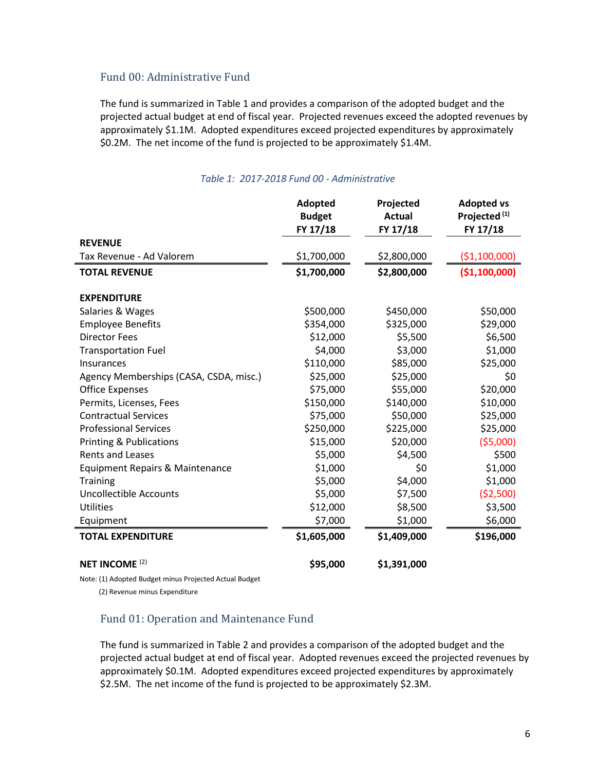## Fund 00: Administrative Fund

The fund is summarized in Table 1 and provides a comparison of the adopted budget and the projected actual budget at end of fiscal year. Projected revenues exceed the adopted revenues by approximately $1.1M. Adopted expenditures exceed projected expenditures by approximately $0.2M. The net income of the fund is projected to be approximately $1.4M.

*Table 1: 2017-2018 Fund 00 - Administrative*

| | Adopted Budget FY 17/18 | Projected Actual FY 17/18 | Adopted vs Projected [1] FY 17/18 |
|---|---|---|---|
| **REVENUE** | | | |
| Tax Revenue - Ad Valorem | $1,700,000 | $2,800,000 | ($1,100,000) |
| **TOTAL REVENUE** | **$1,700,000** | **$2,800,000** | **($1,100,000)** |
| | | | |
| **EXPENDITURE** | | | |
| Salaries & Wages | $500,000 | $450,000 | $50,000 |
| Employee Benefits | $354,000 | $325,000 | $29,000 |
| Director Fees | $12,000 | $5,500 | $6,500 |
| Transportation Fuel | $4,000 | $3,000 | $1,000 |
| Insurances | $110,000 | $85,000 | $25,000 |
| Agency Memberships (CASA, CSDA, misc.) | $25,000 | $25,000 | $0 |
| Office Expenses | $75,000 | $55,000 | $20,000 |
| Permits, Licenses, Fees | $150,000 | $140,000 | $10,000 |
| Contractual Services | $75,000 | $50,000 | $25,000 |
| Professional Services | $250,000 | $225,000 | $25,000 |
| Printing & Publications | $15,000 | $20,000 | ($5,000) |
| Rents and Leases | $5,000 | $4,500 | $500 |
| Equipment Repairs & Maintenance | $1,000 | $0 | $1,000 |
| Training | $5,000 | $4,000 | $1,000 |
| Uncollectible Accounts | $5,000 | $7,500 | ($2,500) |
| Utilities | $12,000 | $8,500 | $3,500 |
| Equipment | $7,000 | $1,000 | $6,000 |
| **TOTAL EXPENDITURE** | **$1,605,000** | **$1,409,000** | **$196,000** |
| | | | |
| **NET INCOME** [2] | **$95,000** | **$1,391,000** | |

Note: (1) Adopted Budget minus Projected Actual Budget

(2) Revenue minus Expenditure

## Fund 01: Operation and Maintenance Fund

The fund is summarized in Table 2 and provides a comparison of the adopted budget and the projected actual budget at end of fiscal year. Adopted revenues exceed the projected revenues by approximately $0.1M. Adopted expenditures exceed projected expenditures by approximately $2.5M. The net income of the fund is projected to be approximately $2.3M.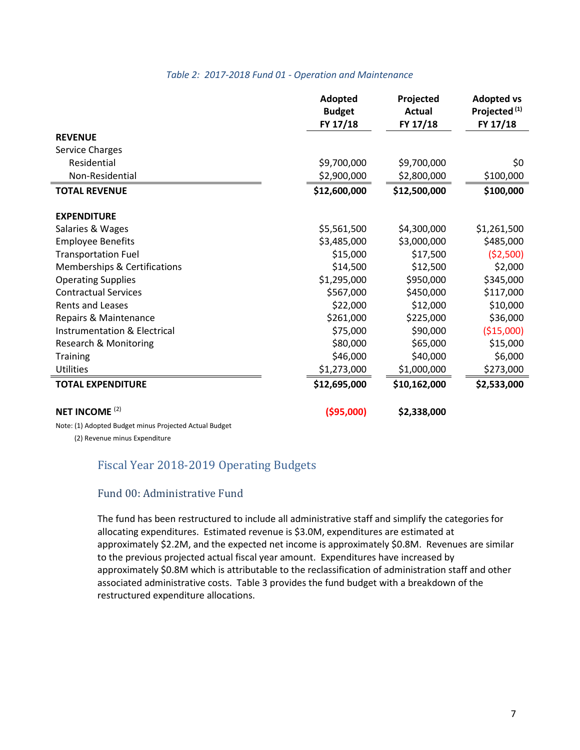*Table 2: 2017-2018 Fund 01 - Operation and Maintenance*

| | Adopted Budget FY 17/18 | Projected Actual FY 17/18 | Adopted vs Projected (1) FY 17/18 |
|---|---|---|---|
| **REVENUE** | | | |
| Service Charges | | | |
| Residential | $9,700,000 | $9,700,000 | $0 |
| Non-Residential | $2,900,000 | $2,800,000 | $100,000 |
| **TOTAL REVENUE** | **$12,600,000** | **$12,500,000** | **$100,000** |
| **EXPENDITURE** | | | |
| Salaries & Wages | $5,561,500 | $4,300,000 | $1,261,500 |
| Employee Benefits | $3,485,000 | $3,000,000 | $485,000 |
| Transportation Fuel | $15,000 | $17,500 | ($2,500) |
| Memberships & Certifications | $14,500 | $12,500 | $2,000 |
| Operating Supplies | $1,295,000 | $950,000 | $345,000 |
| Contractual Services | $567,000 | $450,000 | $117,000 |
| Rents and Leases | $22,000 | $12,000 | $10,000 |
| Repairs & Maintenance | $261,000 | $225,000 | $36,000 |
| Instrumentation & Electrical | $75,000 | $90,000 | ($15,000) |
| Research & Monitoring | $80,000 | $65,000 | $15,000 |
| Training | $46,000 | $40,000 | $6,000 |
| Utilities | $1,273,000 | $1,000,000 | $273,000 |
| **TOTAL EXPENDITURE** | **$12,695,000** | **$10,162,000** | **$2,533,000** |
| **NET INCOME (2)** | **($95,000)** | **$2,338,000** | |

Note: (1) Adopted Budget minus Projected Actual Budget

(2) Revenue minus Expenditure

## Fiscal Year 2018-2019 Operating Budgets

### Fund 00: Administrative Fund

The fund has been restructured to include all administrative staff and simplify the categories for allocating expenditures. Estimated revenue is $3.0M, expenditures are estimated at approximately $2.2M, and the expected net income is approximately $0.8M. Revenues are similar to the previous projected actual fiscal year amount. Expenditures have increased by approximately $0.8M which is attributable to the reclassification of administration staff and other associated administrative costs. Table 3 provides the fund budget with a breakdown of the restructured expenditure allocations.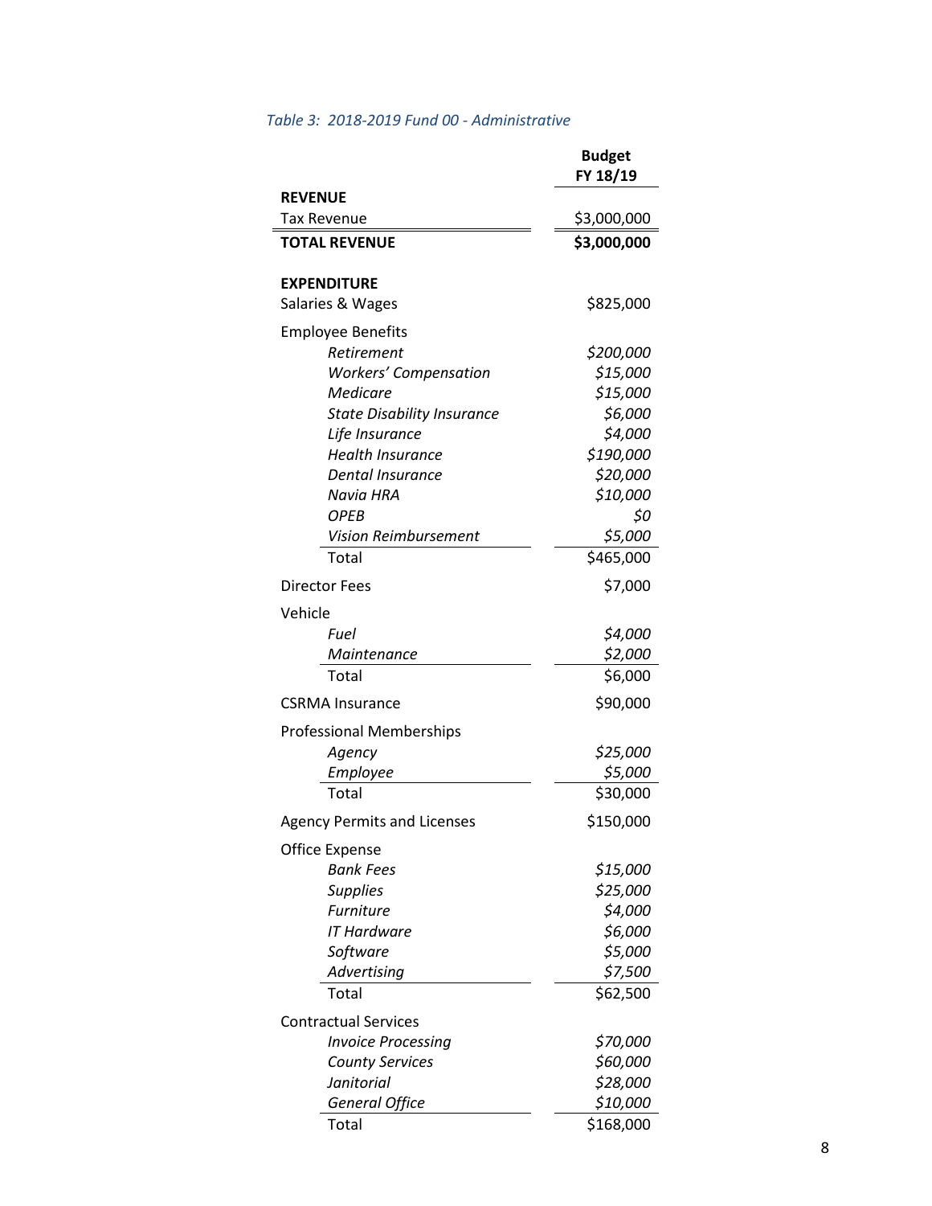*Table 3: 2018-2019 Fund 00 - Administrative*

| | Budget FY 18/19 |
|---|---|
| **REVENUE** | |
| Tax Revenue | $3,000,000 |
| **TOTAL REVENUE** | **$3,000,000** |
| | |
| **EXPENDITURE** | |
| Salaries & Wages | $825,000 |
| Employee Benefits | |
| *Retirement* | *$200,000* |
| *Workers' Compensation* | *$15,000* |
| *Medicare* | *$15,000* |
| *State Disability Insurance* | *$6,000* |
| *Life Insurance* | *$4,000* |
| *Health Insurance* | *$190,000* |
| *Dental Insurance* | *$20,000* |
| *Navia HRA* | *$10,000* |
| *OPEB* | *$0* |
| *Vision Reimbursement* | *$5,000* |
| Total | $465,000 |
| Director Fees | $7,000 |
| Vehicle | |
| *Fuel* | *$4,000* |
| *Maintenance* | *$2,000* |
| Total | $6,000 |
| CSRMA Insurance | $90,000 |
| Professional Memberships | |
| *Agency* | *$25,000* |
| *Employee* | *$5,000* |
| Total | $30,000 |
| Agency Permits and Licenses | $150,000 |
| Office Expense | |
| *Bank Fees* | *$15,000* |
| *Supplies* | *$25,000* |
| *Furniture* | *$4,000* |
| *IT Hardware* | *$6,000* |
| *Software* | *$5,000* |
| *Advertising* | *$7,500* |
| Total | $62,500 |
| Contractual Services | |
| *Invoice Processing* | *$70,000* |
| *County Services* | *$60,000* |
| *Janitorial* | *$28,000* |
| *General Office* | *$10,000* |
| Total | $168,000 |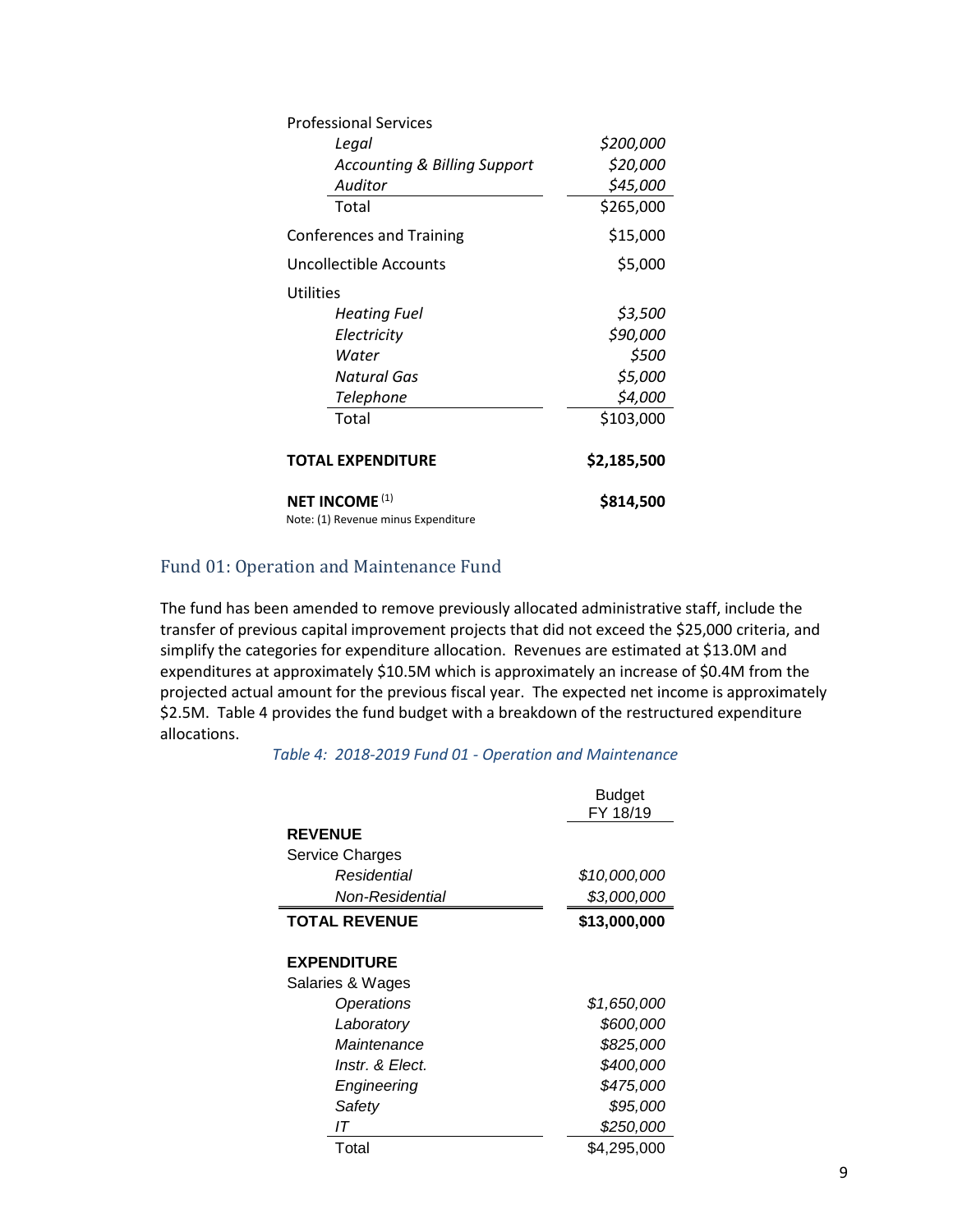| | |
|---|---|
| Professional Services | |
| *Legal* | *$200,000* |
| *Accounting & Billing Support* | *$20,000* |
| *Auditor* | *$45,000* |
| Total | $265,000 |
| Conferences and Training | $15,000 |
| Uncollectible Accounts | $5,000 |
| Utilities | |
| *Heating Fuel* | *$3,500* |
| *Electricity* | *$90,000* |
| *Water* | *$500* |
| *Natural Gas* | *$5,000* |
| *Telephone* | *$4,000* |
| Total | $103,000 |
| **TOTAL EXPENDITURE** | **$2,185,500** |
| **NET INCOME** (1) | **$814,500** |

Note: (1) Revenue minus Expenditure

## Fund 01: Operation and Maintenance Fund

The fund has been amended to remove previously allocated administrative staff, include the transfer of previous capital improvement projects that did not exceed the $25,000 criteria, and simplify the categories for expenditure allocation. Revenues are estimated at $13.0M and expenditures at approximately $10.5M which is approximately an increase of $0.4M from the projected actual amount for the previous fiscal year. The expected net income is approximately $2.5M. Table 4 provides the fund budget with a breakdown of the restructured expenditure allocations.

*Table 4: 2018-2019 Fund 01 - Operation and Maintenance*

| | Budget FY 18/19 |
|---|---|
| **REVENUE** | |
| Service Charges | |
| *Residential* | *$10,000,000* |
| *Non-Residential* | *$3,000,000* |
| **TOTAL REVENUE** | **$13,000,000** |
| **EXPENDITURE** | |
| Salaries & Wages | |
| *Operations* | *$1,650,000* |
| *Laboratory* | *$600,000* |
| *Maintenance* | *$825,000* |
| *Instr. & Elect.* | *$400,000* |
| *Engineering* | *$475,000* |
| *Safety* | *$95,000* |
| *IT* | *$250,000* |
| Total | $4,295,000 |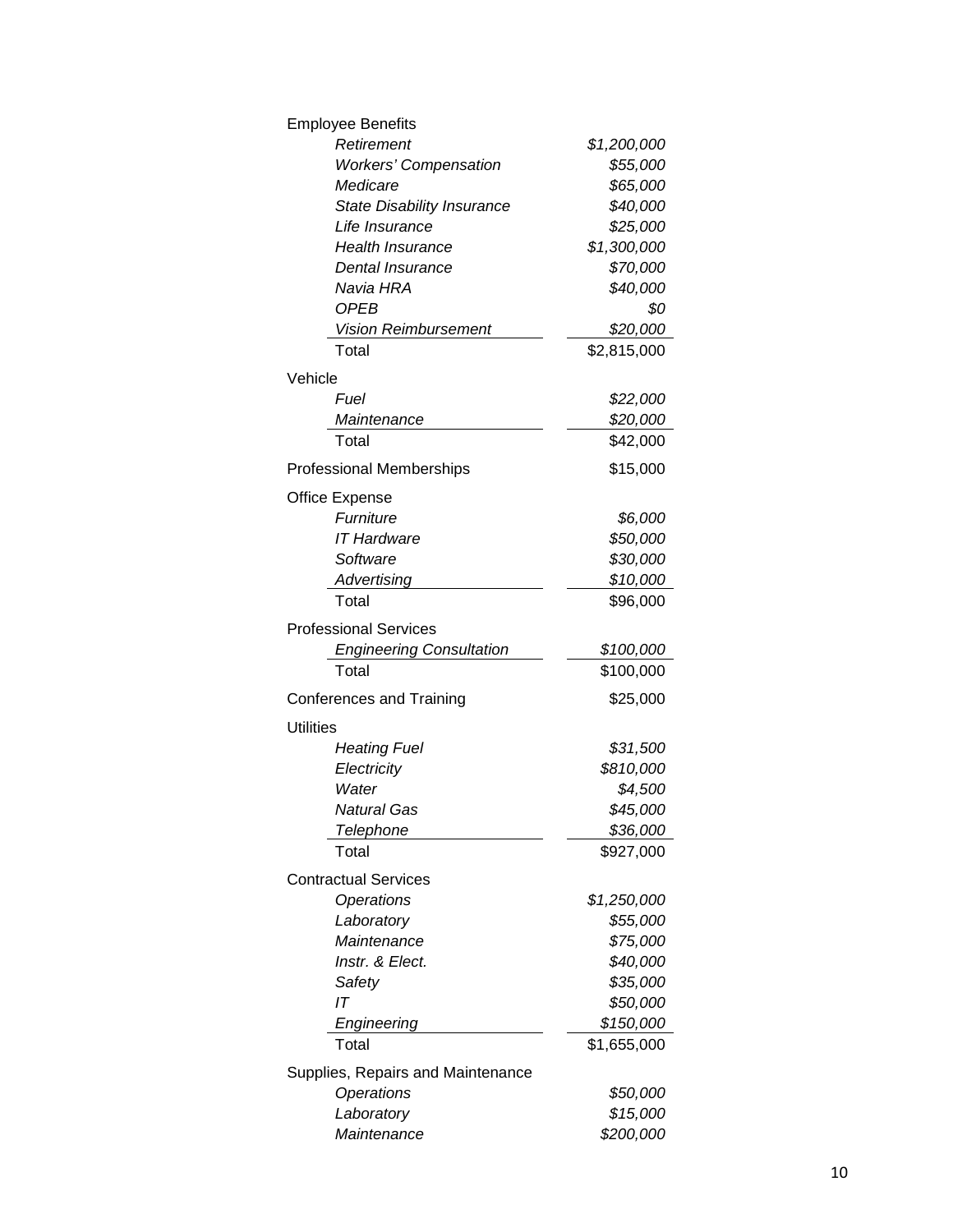| | |
|---|---|
| Employee Benefits | |
| *Retirement* | *$1,200,000* |
| *Workers' Compensation* | *$55,000* |
| *Medicare* | *$65,000* |
| *State Disability Insurance* | *$40,000* |
| *Life Insurance* | *$25,000* |
| *Health Insurance* | *$1,300,000* |
| *Dental Insurance* | *$70,000* |
| *Navia HRA* | *$40,000* |
| *OPEB* | *$0* |
| *Vision Reimbursement* | *$20,000* |
| Total | $2,815,000 |
| Vehicle | |
| *Fuel* | *$22,000* |
| *Maintenance* | *$20,000* |
| Total | $42,000 |
| Professional Memberships | $15,000 |
| Office Expense | |
| *Furniture* | *$6,000* |
| *IT Hardware* | *$50,000* |
| *Software* | *$30,000* |
| *Advertising* | *$10,000* |
| Total | $96,000 |
| Professional Services | |
| *Engineering Consultation* | *$100,000* |
| Total | $100,000 |
| Conferences and Training | $25,000 |
| Utilities | |
| *Heating Fuel* | *$31,500* |
| *Electricity* | *$810,000* |
| *Water* | *$4,500* |
| *Natural Gas* | *$45,000* |
| *Telephone* | *$36,000* |
| Total | $927,000 |
| Contractual Services | |
| *Operations* | *$1,250,000* |
| *Laboratory* | *$55,000* |
| *Maintenance* | *$75,000* |
| *Instr. & Elect.* | *$40,000* |
| *Safety* | *$35,000* |
| *IT* | *$50,000* |
| *Engineering* | *$150,000* |
| Total | $1,655,000 |
| Supplies, Repairs and Maintenance | |
| *Operations* | *$50,000* |
| *Laboratory* | *$15,000* |
| *Maintenance* | *$200,000* |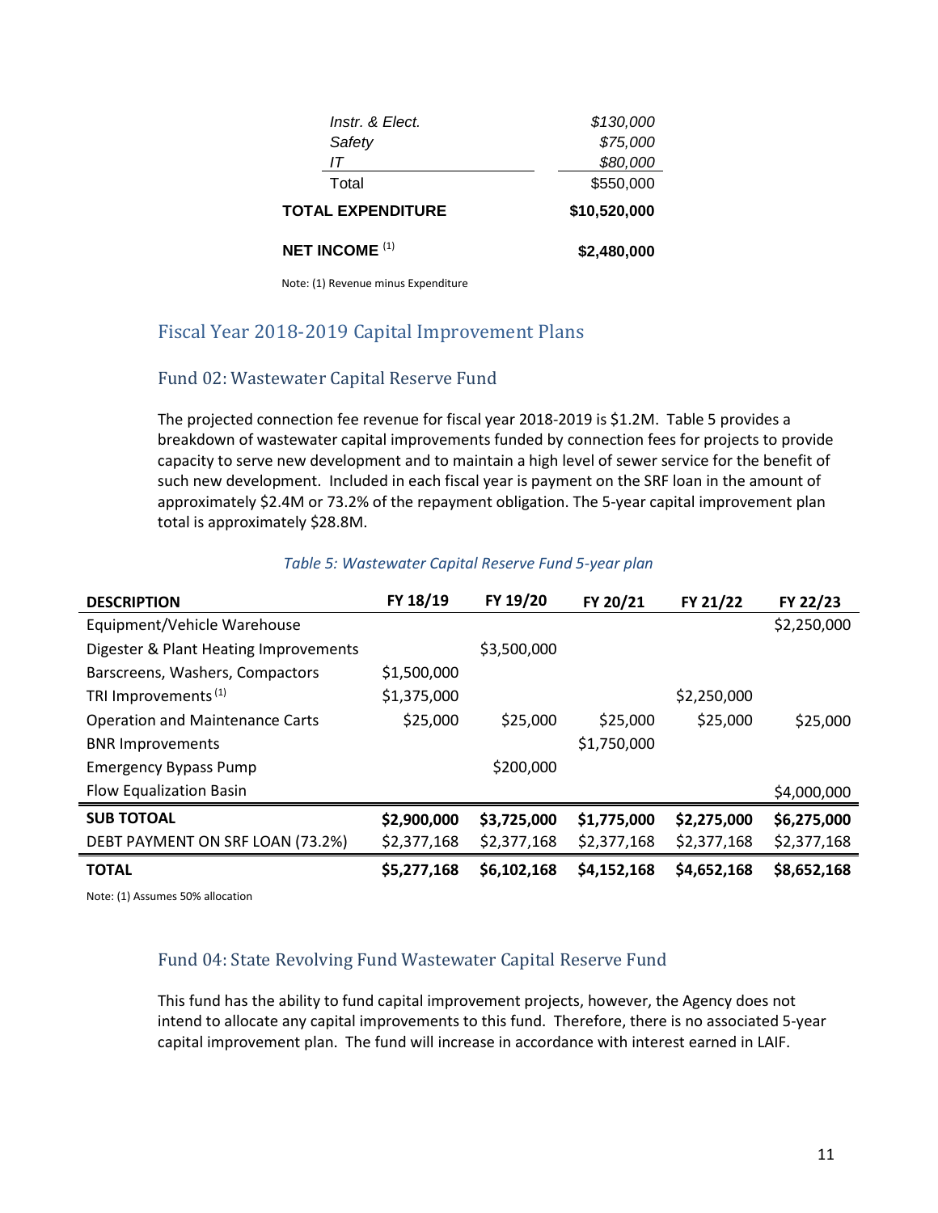| | |
|---|---|
| *Instr. & Elect.* | *$130,000* |
| *Safety* | *$75,000* |
| *IT* | *$80,000* |
| Total | $550,000 |
| **TOTAL EXPENDITURE** | **$10,520,000** |
| **NET INCOME** (1) | **$2,480,000** |

Note: (1) Revenue minus Expenditure

## Fiscal Year 2018-2019 Capital Improvement Plans

### Fund 02: Wastewater Capital Reserve Fund

The projected connection fee revenue for fiscal year 2018-2019 is $1.2M. Table 5 provides a breakdown of wastewater capital improvements funded by connection fees for projects to provide capacity to serve new development and to maintain a high level of sewer service for the benefit of such new development. Included in each fiscal year is payment on the SRF loan in the amount of approximately $2.4M or 73.2% of the repayment obligation. The 5-year capital improvement plan total is approximately $28.8M.

*Table 5: Wastewater Capital Reserve Fund 5-year plan*

| DESCRIPTION | FY 18/19 | FY 19/20 | FY 20/21 | FY 21/22 | FY 22/23 |
|---|---|---|---|---|---|
| Equipment/Vehicle Warehouse | | | | | $2,250,000 |
| Digester & Plant Heating Improvements | | $3,500,000 | | | |
| Barscreens, Washers, Compactors | $1,500,000 | | | | |
| TRI Improvements (1) | $1,375,000 | | | $2,250,000 | |
| Operation and Maintenance Carts | $25,000 | $25,000 | $25,000 | $25,000 | $25,000 |
| BNR Improvements | | | $1,750,000 | | |
| Emergency Bypass Pump | | $200,000 | | | |
| Flow Equalization Basin | | | | | $4,000,000 |
| **SUB TOTOAL** | **$2,900,000** | **$3,725,000** | **$1,775,000** | **$2,275,000** | **$6,275,000** |
| DEBT PAYMENT ON SRF LOAN (73.2%) | $2,377,168 | $2,377,168 | $2,377,168 | $2,377,168 | $2,377,168 |
| **TOTAL** | **$5,277,168** | **$6,102,168** | **$4,152,168** | **$4,652,168** | **$8,652,168** |

Note: (1) Assumes 50% allocation

### Fund 04: State Revolving Fund Wastewater Capital Reserve Fund

This fund has the ability to fund capital improvement projects, however, the Agency does not intend to allocate any capital improvements to this fund. Therefore, there is no associated 5-year capital improvement plan. The fund will increase in accordance with interest earned in LAIF.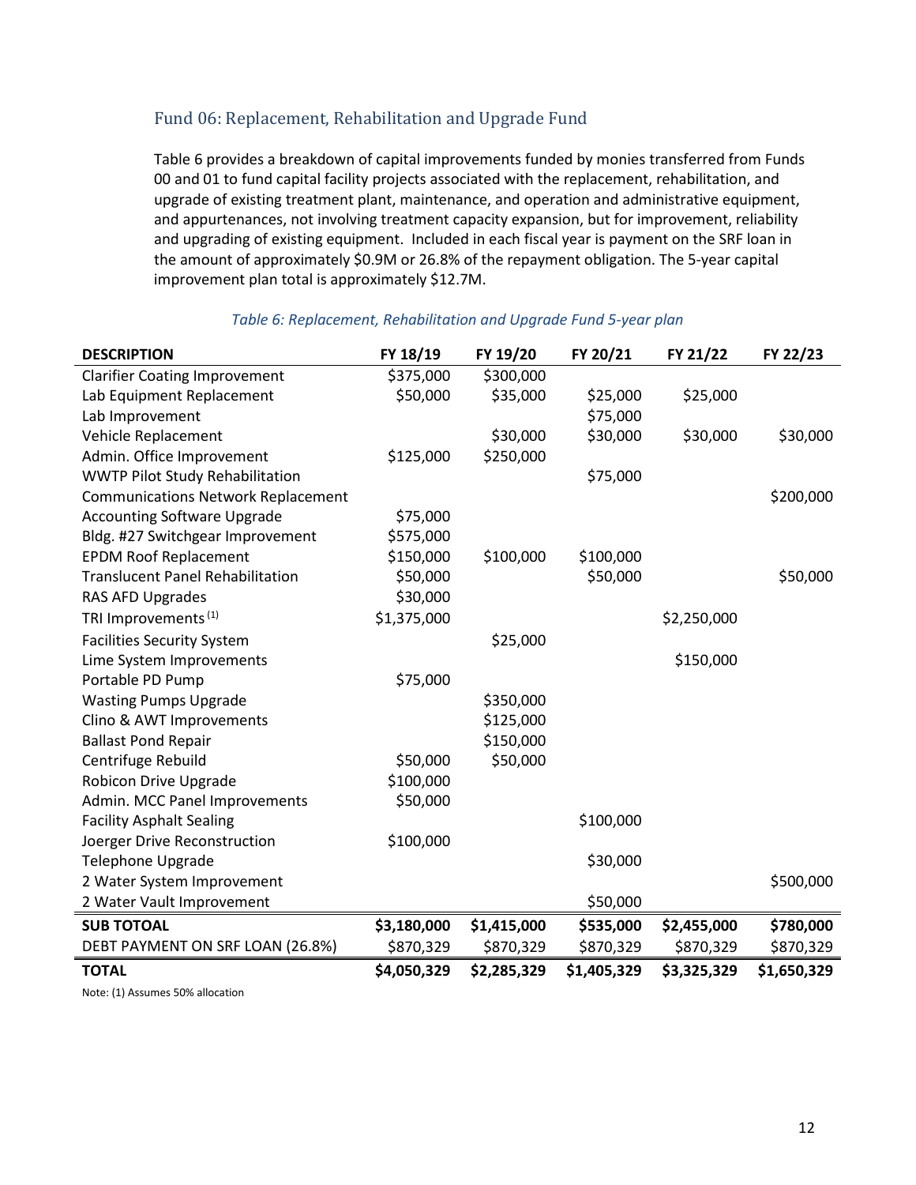## Fund 06: Replacement, Rehabilitation and Upgrade Fund

Table 6 provides a breakdown of capital improvements funded by monies transferred from Funds 00 and 01 to fund capital facility projects associated with the replacement, rehabilitation, and upgrade of existing treatment plant, maintenance, and operation and administrative equipment, and appurtenances, not involving treatment capacity expansion, but for improvement, reliability and upgrading of existing equipment. Included in each fiscal year is payment on the SRF loan in the amount of approximately \$0.9M or 26.8% of the repayment obligation. The 5-year capital improvement plan total is approximately \$12.7M.

*Table 6: Replacement, Rehabilitation and Upgrade Fund 5-year plan*

| DESCRIPTION | FY 18/19 | FY 19/20 | FY 20/21 | FY 21/22 | FY 22/23 |
|---|---|---|---|---|---|
| Clarifier Coating Improvement | \$375,000 | \$300,000 | | | |
| Lab Equipment Replacement | \$50,000 | \$35,000 | \$25,000 | \$25,000 | |
| Lab Improvement | | | \$75,000 | | |
| Vehicle Replacement | | \$30,000 | \$30,000 | \$30,000 | \$30,000 |
| Admin. Office Improvement | \$125,000 | \$250,000 | | | |
| WWTP Pilot Study Rehabilitation | | | \$75,000 | | |
| Communications Network Replacement | | | | | \$200,000 |
| Accounting Software Upgrade | \$75,000 | | | | |
| Bldg. #27 Switchgear Improvement | \$575,000 | | | | |
| EPDM Roof Replacement | \$150,000 | \$100,000 | \$100,000 | | |
| Translucent Panel Rehabilitation | \$50,000 | | \$50,000 | | \$50,000 |
| RAS AFD Upgrades | \$30,000 | | | | |
| TRI Improvements (1) | \$1,375,000 | | | \$2,250,000 | |
| Facilities Security System | | \$25,000 | | | |
| Lime System Improvements | | | | \$150,000 | |
| Portable PD Pump | \$75,000 | | | | |
| Wasting Pumps Upgrade | | \$350,000 | | | |
| Clino & AWT Improvements | | \$125,000 | | | |
| Ballast Pond Repair | | \$150,000 | | | |
| Centrifuge Rebuild | \$50,000 | \$50,000 | | | |
| Robicon Drive Upgrade | \$100,000 | | | | |
| Admin. MCC Panel Improvements | \$50,000 | | | | |
| Facility Asphalt Sealing | | | \$100,000 | | |
| Joerger Drive Reconstruction | \$100,000 | | | | |
| Telephone Upgrade | | | \$30,000 | | |
| 2 Water System Improvement | | | | | \$500,000 |
| 2 Water Vault Improvement | | | \$50,000 | | |
| **SUB TOTOAL** | **\$3,180,000** | **\$1,415,000** | **\$535,000** | **\$2,455,000** | **\$780,000** |
| DEBT PAYMENT ON SRF LOAN (26.8%) | \$870,329 | \$870,329 | \$870,329 | \$870,329 | \$870,329 |
| **TOTAL** | **\$4,050,329** | **\$2,285,329** | **\$1,405,329** | **\$3,325,329** | **\$1,650,329** |

Note: (1) Assumes 50% allocation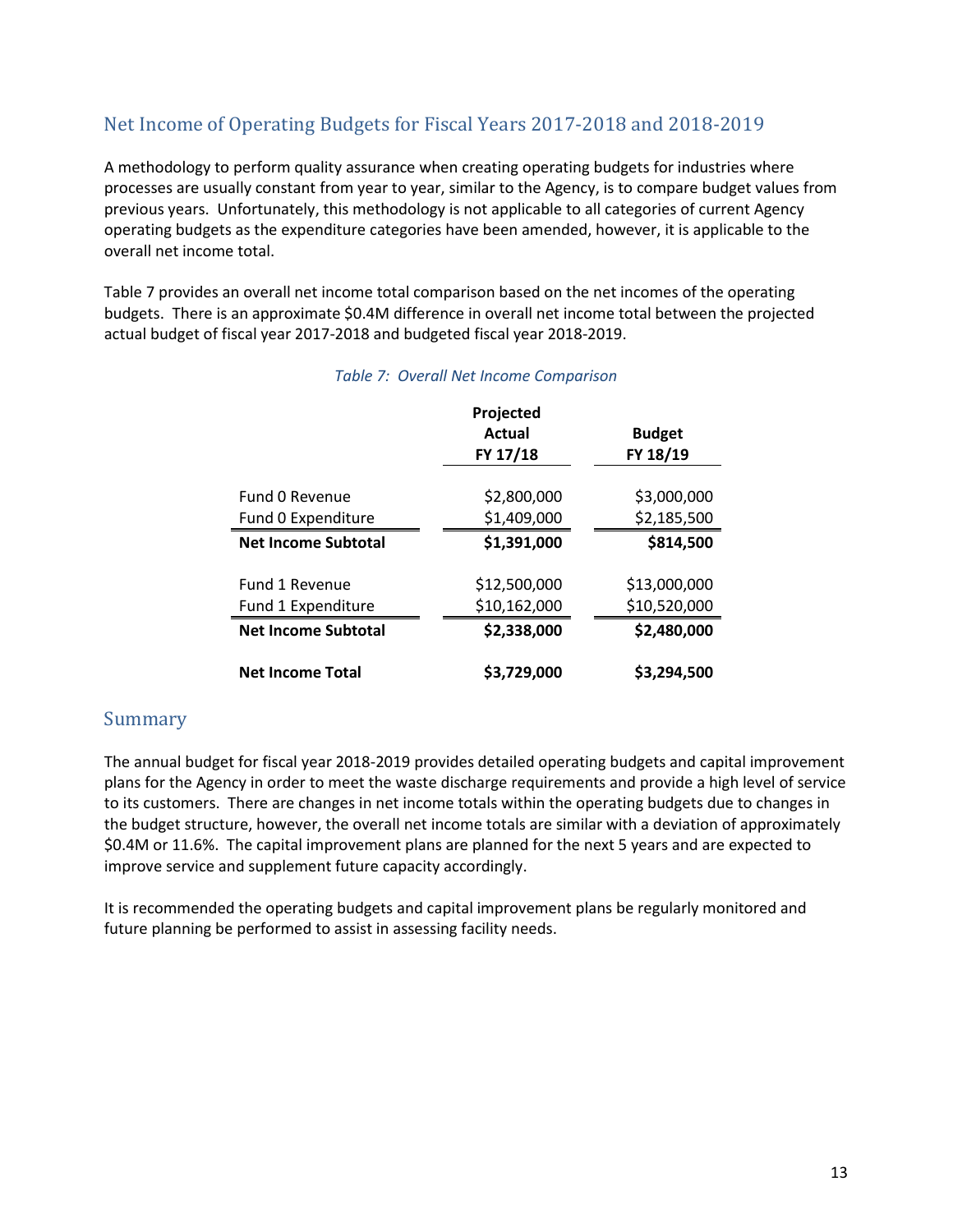## Net Income of Operating Budgets for Fiscal Years 2017-2018 and 2018-2019

A methodology to perform quality assurance when creating operating budgets for industries where processes are usually constant from year to year, similar to the Agency, is to compare budget values from previous years. Unfortunately, this methodology is not applicable to all categories of current Agency operating budgets as the expenditure categories have been amended, however, it is applicable to the overall net income total.

Table 7 provides an overall net income total comparison based on the net incomes of the operating budgets. There is an approximate $0.4M difference in overall net income total between the projected actual budget of fiscal year 2017-2018 and budgeted fiscal year 2018-2019.

*Table 7: Overall Net Income Comparison*

| | Projected Actual FY 17/18 | Budget FY 18/19 |
|---|---|---|
| Fund 0 Revenue | $2,800,000 | $3,000,000 |
| Fund 0 Expenditure | $1,409,000 | $2,185,500 |
| **Net Income Subtotal** | **$1,391,000** | **$814,500** |
| Fund 1 Revenue | $12,500,000 | $13,000,000 |
| Fund 1 Expenditure | $10,162,000 | $10,520,000 |
| **Net Income Subtotal** | **$2,338,000** | **$2,480,000** |
| **Net Income Total** | **$3,729,000** | **$3,294,500** |

## Summary

The annual budget for fiscal year 2018-2019 provides detailed operating budgets and capital improvement plans for the Agency in order to meet the waste discharge requirements and provide a high level of service to its customers. There are changes in net income totals within the operating budgets due to changes in the budget structure, however, the overall net income totals are similar with a deviation of approximately $0.4M or 11.6%. The capital improvement plans are planned for the next 5 years and are expected to improve service and supplement future capacity accordingly.

It is recommended the operating budgets and capital improvement plans be regularly monitored and future planning be performed to assist in assessing facility needs.